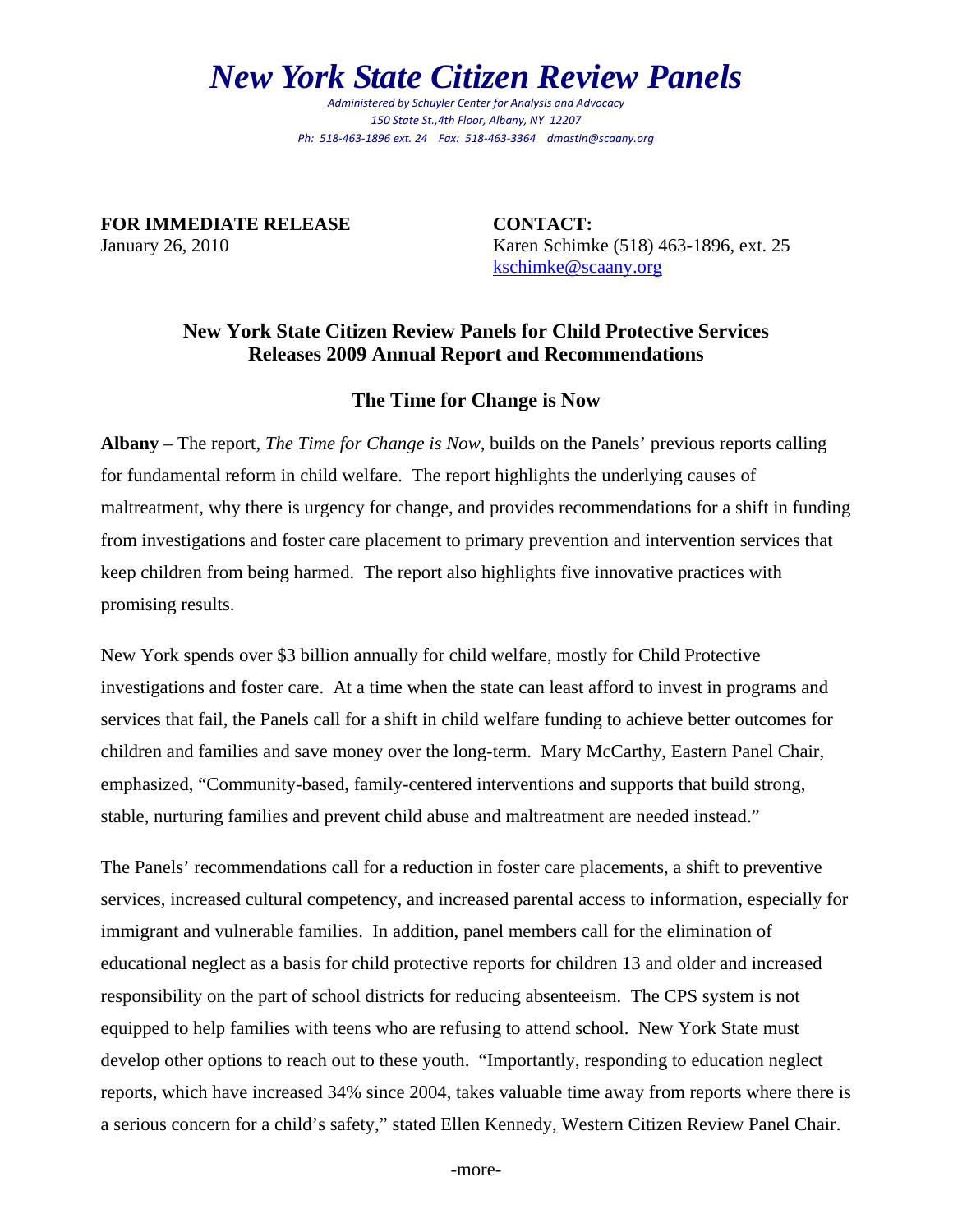# *New York State Citizen Review Panels*

*Administered by Schuyler Center for Analysis and Advocacy*
*150 State St.,4th Floor, Albany, NY 12207*
*Ph: 518-463-1896 ext. 24 Fax: 518-463-3364 dmastin@scaany.org*

**FOR IMMEDIATE RELEASE**
January 26, 2010

**CONTACT:**
Karen Schimke (518) 463-1896, ext. 25
kschimke@scaany.org

## New York State Citizen Review Panels for Child Protective Services Releases 2009 Annual Report and Recommendations

### The Time for Change is Now

**Albany** – The report, *The Time for Change is Now*, builds on the Panels' previous reports calling for fundamental reform in child welfare. The report highlights the underlying causes of maltreatment, why there is urgency for change, and provides recommendations for a shift in funding from investigations and foster care placement to primary prevention and intervention services that keep children from being harmed. The report also highlights five innovative practices with promising results.

New York spends over $3 billion annually for child welfare, mostly for Child Protective investigations and foster care. At a time when the state can least afford to invest in programs and services that fail, the Panels call for a shift in child welfare funding to achieve better outcomes for children and families and save money over the long-term. Mary McCarthy, Eastern Panel Chair, emphasized, "Community-based, family-centered interventions and supports that build strong, stable, nurturing families and prevent child abuse and maltreatment are needed instead."

The Panels' recommendations call for a reduction in foster care placements, a shift to preventive services, increased cultural competency, and increased parental access to information, especially for immigrant and vulnerable families. In addition, panel members call for the elimination of educational neglect as a basis for child protective reports for children 13 and older and increased responsibility on the part of school districts for reducing absenteeism. The CPS system is not equipped to help families with teens who are refusing to attend school. New York State must develop other options to reach out to these youth. "Importantly, responding to education neglect reports, which have increased 34% since 2004, takes valuable time away from reports where there is a serious concern for a child's safety," stated Ellen Kennedy, Western Citizen Review Panel Chair.

-more-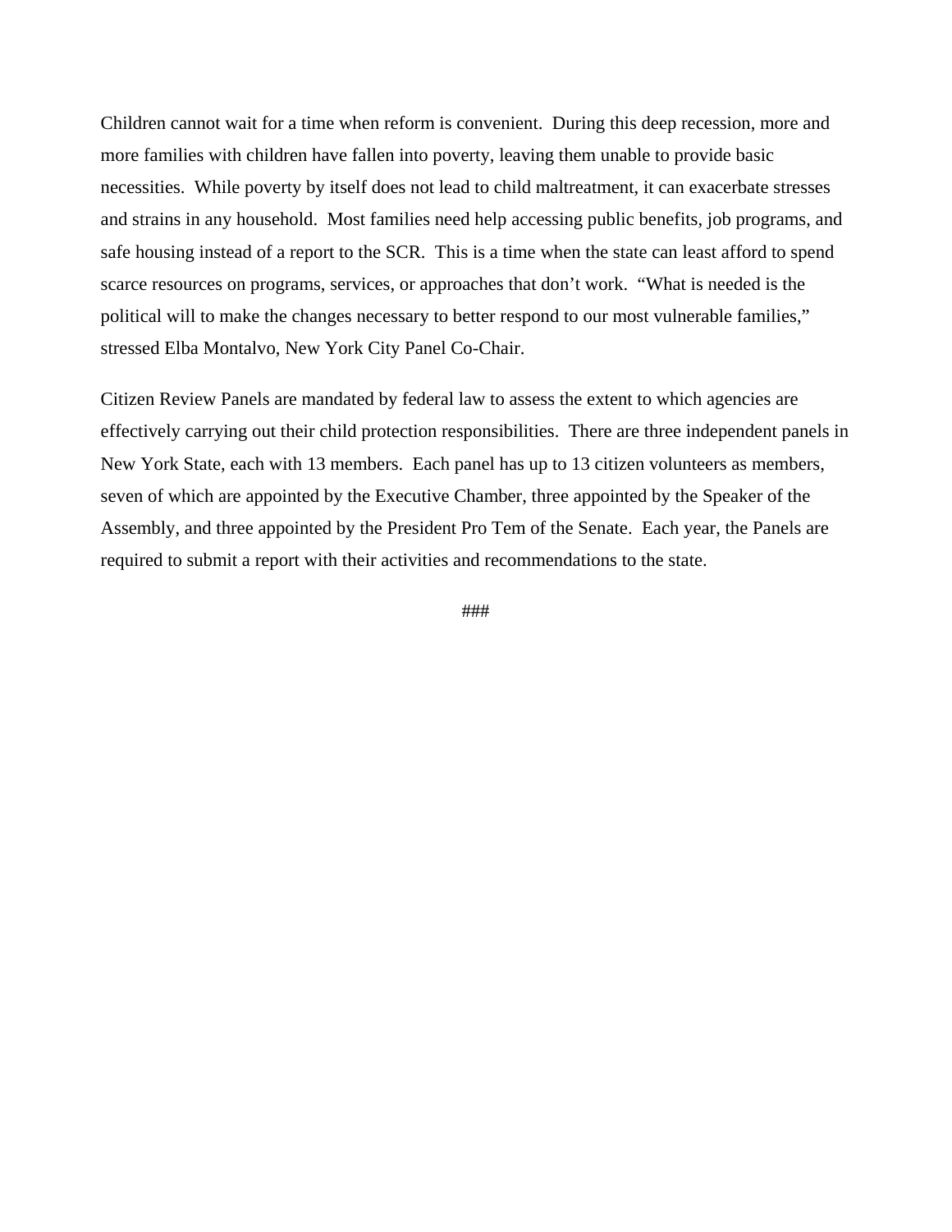Children cannot wait for a time when reform is convenient.  During this deep recession, more and more families with children have fallen into poverty, leaving them unable to provide basic necessities.  While poverty by itself does not lead to child maltreatment, it can exacerbate stresses and strains in any household.  Most families need help accessing public benefits, job programs, and safe housing instead of a report to the SCR.  This is a time when the state can least afford to spend scarce resources on programs, services, or approaches that don't work.  "What is needed is the political will to make the changes necessary to better respond to our most vulnerable families," stressed Elba Montalvo, New York City Panel Co-Chair.

Citizen Review Panels are mandated by federal law to assess the extent to which agencies are effectively carrying out their child protection responsibilities.  There are three independent panels in New York State, each with 13 members.  Each panel has up to 13 citizen volunteers as members, seven of which are appointed by the Executive Chamber, three appointed by the Speaker of the Assembly, and three appointed by the President Pro Tem of the Senate.  Each year, the Panels are required to submit a report with their activities and recommendations to the state.

###